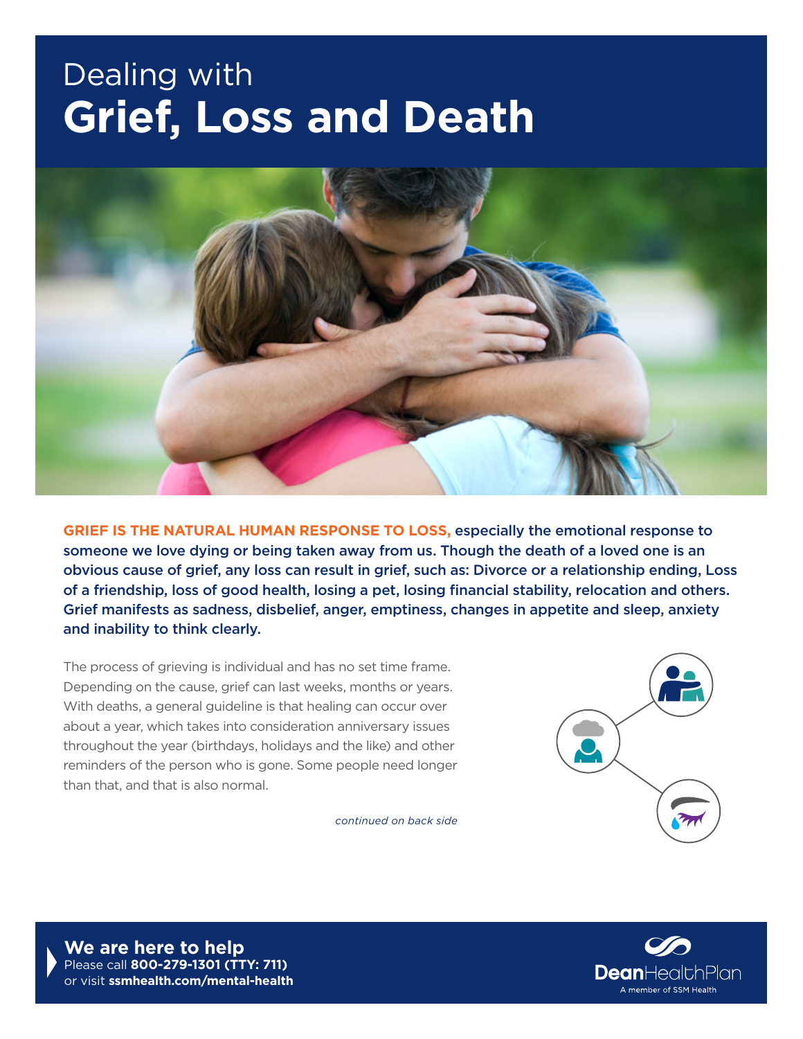# Dealing with Grief, Loss and Death

**GRIEF IS THE NATURAL HUMAN RESPONSE TO LOSS, especially the emotional response to someone we love dying or being taken away from us. Though the death of a loved one is an obvious cause of grief, any loss can result in grief, such as: Divorce or a relationship ending, Loss of a friendship, loss of good health, losing a pet, losing financial stability, relocation and others. Grief manifests as sadness, disbelief, anger, emptiness, changes in appetite and sleep, anxiety and inability to think clearly.**

The process of grieving is individual and has no set time frame. Depending on the cause, grief can last weeks, months or years. With deaths, a general guideline is that healing can occur over about a year, which takes into consideration anniversary issues throughout the year (birthdays, holidays and the like) and other reminders of the person who is gone. Some people need longer than that, and that is also normal.

*continued on back side*

**We are here to help**
Please call **800-279-1301 (TTY: 711)**
or visit **ssmhealth.com/mental-health**

DeanHealthPlan
A member of SSM Health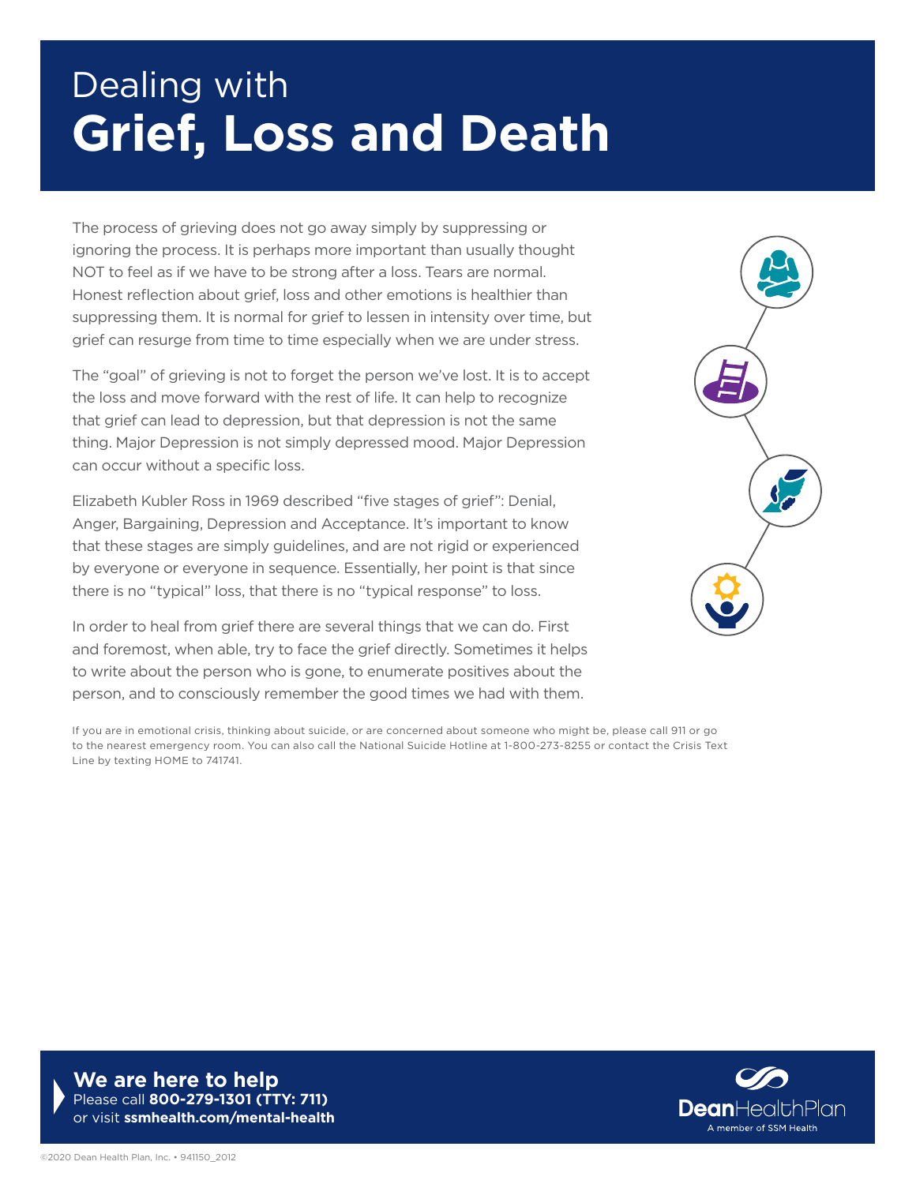# Dealing with **Grief, Loss and Death**

The process of grieving does not go away simply by suppressing or ignoring the process. It is perhaps more important than usually thought NOT to feel as if we have to be strong after a loss. Tears are normal. Honest reflection about grief, loss and other emotions is healthier than suppressing them. It is normal for grief to lessen in intensity over time, but grief can resurge from time to time especially when we are under stress.

The "goal" of grieving is not to forget the person we've lost. It is to accept the loss and move forward with the rest of life. It can help to recognize that grief can lead to depression, but that depression is not the same thing. Major Depression is not simply depressed mood. Major Depression can occur without a specific loss.

Elizabeth Kubler Ross in 1969 described "five stages of grief": Denial, Anger, Bargaining, Depression and Acceptance. It's important to know that these stages are simply guidelines, and are not rigid or experienced by everyone or everyone in sequence. Essentially, her point is that since there is no "typical" loss, that there is no "typical response" to loss.

In order to heal from grief there are several things that we can do. First and foremost, when able, try to face the grief directly. Sometimes it helps to write about the person who is gone, to enumerate positives about the person, and to consciously remember the good times we had with them.

If you are in emotional crisis, thinking about suicide, or are concerned about someone who might be, please call 911 or go to the nearest emergency room. You can also call the National Suicide Hotline at 1-800-273-8255 or contact the Crisis Text Line by texting HOME to 741741.

**We are here to help**
Please call **800-279-1301 (TTY: 711)**
or visit **ssmhealth.com/mental-health**

**Dean**HealthPlan
A member of SSM Health

©2020 Dean Health Plan, Inc. • 941150_2012